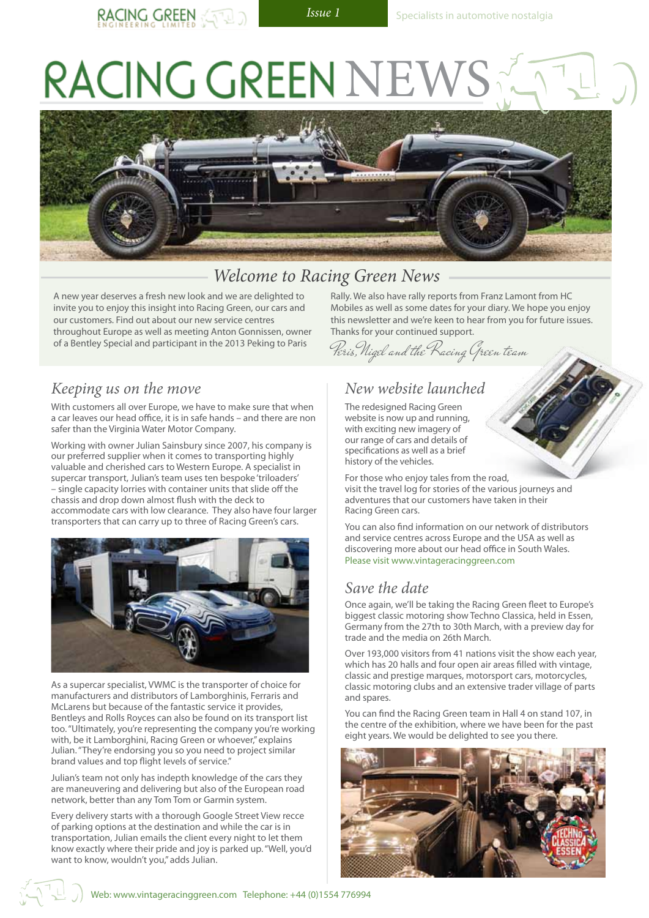# RACING GREEN NEWS

Specialists in automotive nostalgia

## Welcome to Racing Green News

A new year deserves a fresh new look and we are delighted to invite you to enjoy this insight into Racing Green, our cars and our customers. Find out about our new service centres throughout Europe as well as meeting Anton Gonnissen, owner of a Bentley Special and participant in the 2013 Peking to Paris Rally. We also have rally reports from Franz Lamont from HC Mobiles as well as some dates for your diary. We hope you enjoy this newsletter and we're keen to hear from you for future issues. Thanks for your continued support.

*Peris, Nigel and the Racing Green team*

## Keeping us on the move

With customers all over Europe, we have to make sure that when a car leaves our head office, it is in safe hands – and there are non safer than the Virginia Water Motor Company.

Working with owner Julian Sainsbury since 2007, his company is our preferred supplier when it comes to transporting highly valuable and cherished cars to Western Europe. A specialist in supercar transport, Julian's team uses ten bespoke 'triloaders' – single capacity lorries with container units that slide off the chassis and drop down almost flush with the deck to accommodate cars with low clearance. They also have four larger transporters that can carry up to three of Racing Green's cars.

As a supercar specialist, VWMC is the transporter of choice for manufacturers and distributors of Lamborghinis, Ferraris and McLarens but because of the fantastic service it provides, Bentleys and Rolls Royces can also be found on its transport list too. "Ultimately, you're representing the company you're working with, be it Lamborghini, Racing Green or whoever," explains Julian. "They're endorsing you so you need to project similar brand values and top flight levels of service."

Julian's team not only has indepth knowledge of the cars they are maneuvering and delivering but also of the European road network, better than any Tom Tom or Garmin system.

Every delivery starts with a thorough Google Street View recce of parking options at the destination and while the car is in transportation, Julian emails the client every night to let them know exactly where their pride and joy is parked up. "Well, you'd want to know, wouldn't you," adds Julian.

## New website launched

The redesigned Racing Green website is now up and running, with exciting new imagery of our range of cars and details of specifications as well as a brief history of the vehicles.

For those who enjoy tales from the road, visit the travel log for stories of the various journeys and adventures that our customers have taken in their Racing Green cars.

You can also find information on our network of distributors and service centres across Europe and the USA as well as discovering more about our head office in South Wales. Please visit www.vintageracinggreen.com

## Save the date

Once again, we'll be taking the Racing Green fleet to Europe's biggest classic motoring show Techno Classica, held in Essen, Germany from the 27th to 30th March, with a preview day for trade and the media on 26th March.

Over 193,000 visitors from 41 nations visit the show each year, which has 20 halls and four open air areas filled with vintage, classic and prestige marques, motorsport cars, motorcycles, classic motoring clubs and an extensive trader village of parts and spares.

You can find the Racing Green team in Hall 4 on stand 107, in the centre of the exhibition, where we have been for the past eight years. We would be delighted to see you there.

Web: www.vintageracinggreen.com Telephone: +44 (0)1554 776994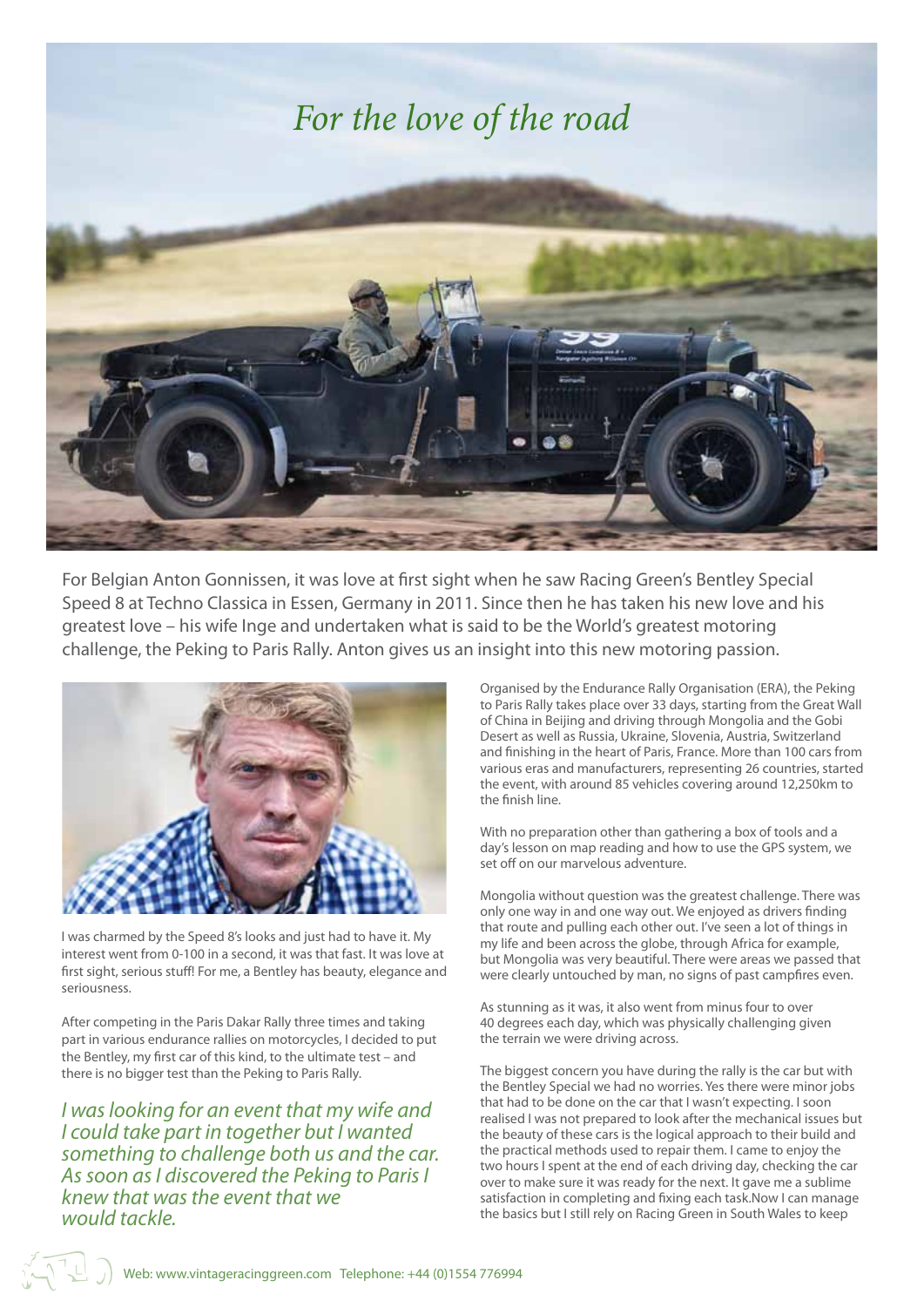# *For the love of the road*

For Belgian Anton Gonnissen, it was love at first sight when he saw Racing Green's Bentley Special Speed 8 at Techno Classica in Essen, Germany in 2011. Since then he has taken his new love and his greatest love – his wife Inge and undertaken what is said to be the World's greatest motoring challenge, the Peking to Paris Rally. Anton gives us an insight into this new motoring passion.

I was charmed by the Speed 8's looks and just had to have it. My interest went from 0-100 in a second, it was that fast. It was love at first sight, serious stuff! For me, a Bentley has beauty, elegance and seriousness.

After competing in the Paris Dakar Rally three times and taking part in various endurance rallies on motorcycles, I decided to put the Bentley, my first car of this kind, to the ultimate test – and there is no bigger test than the Peking to Paris Rally.

*I was looking for an event that my wife and I could take part in together but I wanted something to challenge both us and the car. As soon as I discovered the Peking to Paris I knew that was the event that we would tackle.*

Organised by the Endurance Rally Organisation (ERA), the Peking to Paris Rally takes place over 33 days, starting from the Great Wall of China in Beijing and driving through Mongolia and the Gobi Desert as well as Russia, Ukraine, Slovenia, Austria, Switzerland and finishing in the heart of Paris, France. More than 100 cars from various eras and manufacturers, representing 26 countries, started the event, with around 85 vehicles covering around 12,250km to the finish line.

With no preparation other than gathering a box of tools and a day's lesson on map reading and how to use the GPS system, we set off on our marvelous adventure.

Mongolia without question was the greatest challenge. There was only one way in and one way out. We enjoyed as drivers finding that route and pulling each other out. I've seen a lot of things in my life and been across the globe, through Africa for example, but Mongolia was very beautiful. There were areas we passed that were clearly untouched by man, no signs of past campfires even.

As stunning as it was, it also went from minus four to over 40 degrees each day, which was physically challenging given the terrain we were driving across.

The biggest concern you have during the rally is the car but with the Bentley Special we had no worries. Yes there were minor jobs that had to be done on the car that I wasn't expecting. I soon realised I was not prepared to look after the mechanical issues but the beauty of these cars is the logical approach to their build and the practical methods used to repair them. I came to enjoy the two hours I spent at the end of each driving day, checking the car over to make sure it was ready for the next. It gave me a sublime satisfaction in completing and fixing each task.Now I can manage the basics but I still rely on Racing Green in South Wales to keep

Web: www.vintageracinggreen.com Telephone: +44 (0)1554 776994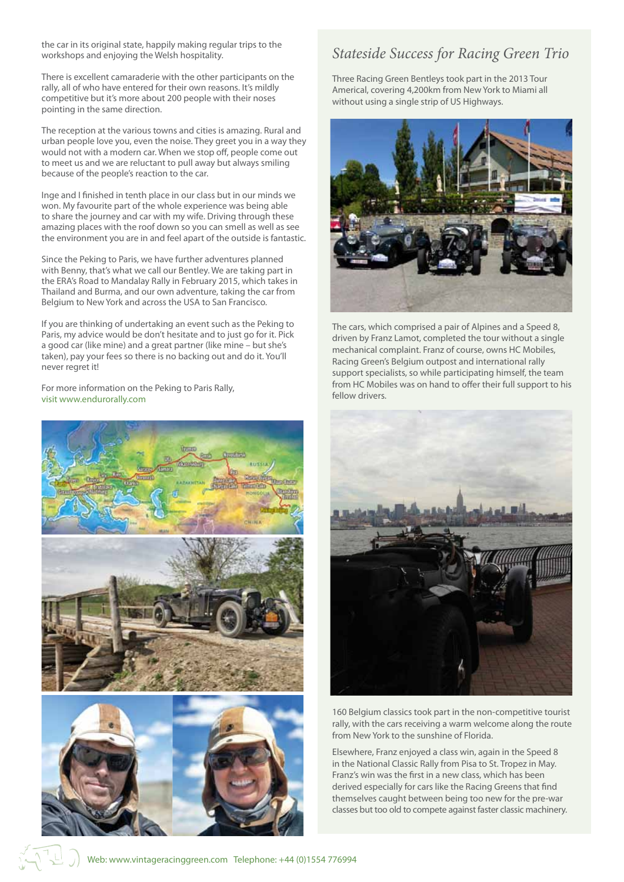the car in its original state, happily making regular trips to the workshops and enjoying the Welsh hospitality.

There is excellent camaraderie with the other participants on the rally, all of who have entered for their own reasons. It's mildly competitive but it's more about 200 people with their noses pointing in the same direction.

The reception at the various towns and cities is amazing. Rural and urban people love you, even the noise. They greet you in a way they would not with a modern car. When we stop off, people come out to meet us and we are reluctant to pull away but always smiling because of the people's reaction to the car.

Inge and I finished in tenth place in our class but in our minds we won. My favourite part of the whole experience was being able to share the journey and car with my wife. Driving through these amazing places with the roof down so you can smell as well as see the environment you are in and feel apart of the outside is fantastic.

Since the Peking to Paris, we have further adventures planned with Benny, that's what we call our Bentley. We are taking part in the ERA's Road to Mandalay Rally in February 2015, which takes in Thailand and Burma, and our own adventure, taking the car from Belgium to New York and across the USA to San Francisco.

If you are thinking of undertaking an event such as the Peking to Paris, my advice would be don't hesitate and to just go for it. Pick a good car (like mine) and a great partner (like mine – but she's taken), pay your fees so there is no backing out and do it. You'll never regret it!

For more information on the Peking to Paris Rally, visit www.endurorally.com

## *Stateside Success for Racing Green Trio*

Three Racing Green Bentleys took part in the 2013 Tour Americal, covering 4,200km from New York to Miami all without using a single strip of US Highways.

The cars, which comprised a pair of Alpines and a Speed 8, driven by Franz Lamot, completed the tour without a single mechanical complaint. Franz of course, owns HC Mobiles, Racing Green's Belgium outpost and international rally support specialists, so while participating himself, the team from HC Mobiles was on hand to offer their full support to his fellow drivers.

160 Belgium classics took part in the non-competitive tourist rally, with the cars receiving a warm welcome along the route from New York to the sunshine of Florida.

Elsewhere, Franz enjoyed a class win, again in the Speed 8 in the National Classic Rally from Pisa to St. Tropez in May. Franz's win was the first in a new class, which has been derived especially for cars like the Racing Greens that find themselves caught between being too new for the pre-war classes but too old to compete against faster classic machinery.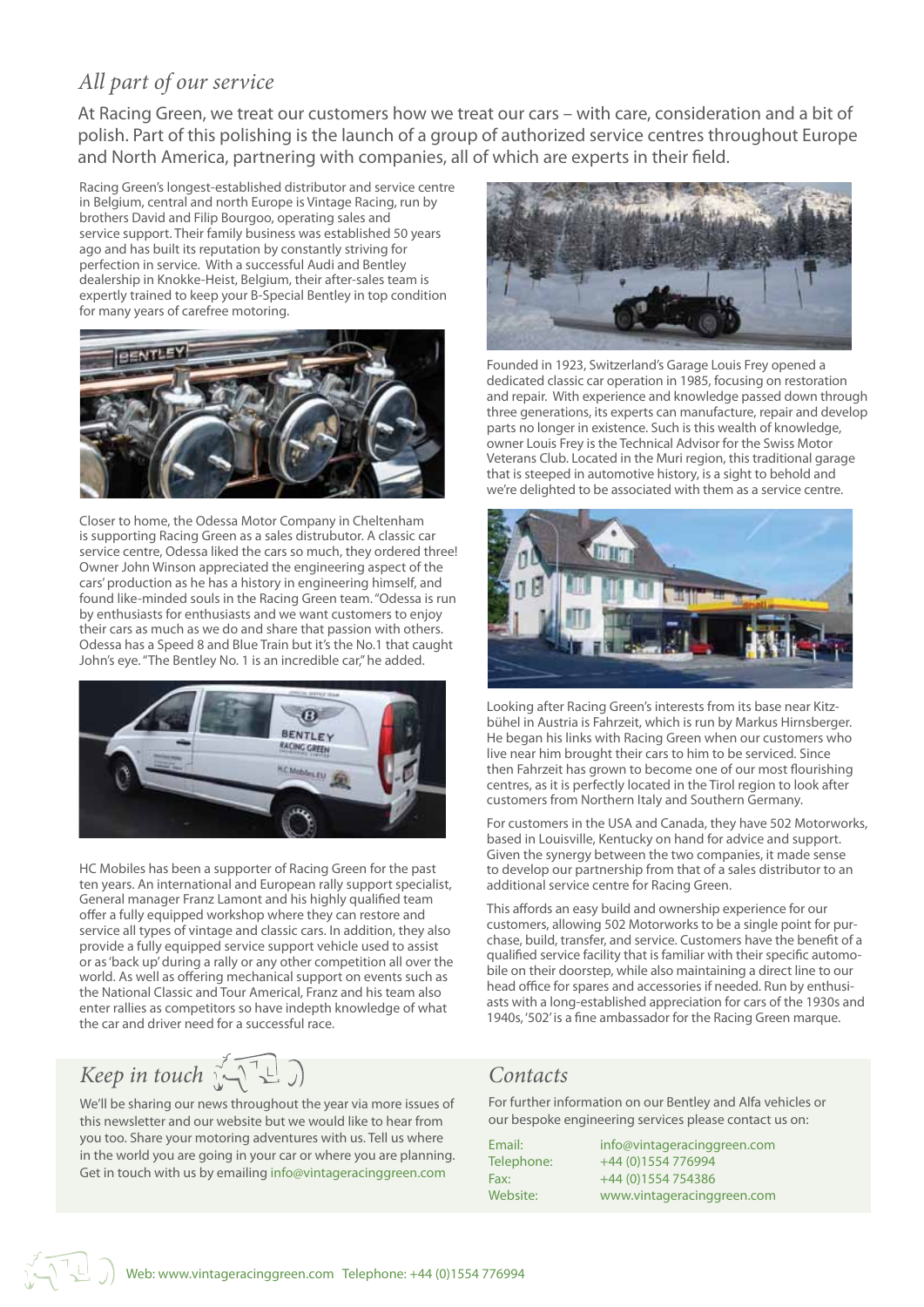## *All part of our service*

At Racing Green, we treat our customers how we treat our cars – with care, consideration and a bit of polish. Part of this polishing is the launch of a group of authorized service centres throughout Europe and North America, partnering with companies, all of which are experts in their field.

Racing Green's longest-established distributor and service centre in Belgium, central and north Europe is Vintage Racing, run by brothers David and Filip Bourgoo, operating sales and service support. Their family business was established 50 years ago and has built its reputation by constantly striving for perfection in service. With a successful Audi and Bentley dealership in Knokke-Heist, Belgium, their after-sales team is expertly trained to keep your B-Special Bentley in top condition for many years of carefree motoring.

Closer to home, the Odessa Motor Company in Cheltenham is supporting Racing Green as a sales distrubutor. A classic car service centre, Odessa liked the cars so much, they ordered three! Owner John Winson appreciated the engineering aspect of the cars' production as he has a history in engineering himself, and found like-minded souls in the Racing Green team. "Odessa is run by enthusiasts for enthusiasts and we want customers to enjoy their cars as much as we do and share that passion with others. Odessa has a Speed 8 and Blue Train but it's the No.1 that caught John's eye. "The Bentley No. 1 is an incredible car," he added.

HC Mobiles has been a supporter of Racing Green for the past ten years. An international and European rally support specialist, General manager Franz Lamont and his highly qualified team offer a fully equipped workshop where they can restore and service all types of vintage and classic cars. In addition, they also provide a fully equipped service support vehicle used to assist or as 'back up' during a rally or any other competition all over the world. As well as offering mechanical support on events such as the National Classic and Tour Americal, Franz and his team also enter rallies as competitors so have indepth knowledge of what the car and driver need for a successful race.

Founded in 1923, Switzerland's Garage Louis Frey opened a dedicated classic car operation in 1985, focusing on restoration and repair. With experience and knowledge passed down through three generations, its experts can manufacture, repair and develop parts no longer in existence. Such is this wealth of knowledge, owner Louis Frey is the Technical Advisor for the Swiss Motor Veterans Club. Located in the Muri region, this traditional garage that is steeped in automotive history, is a sight to behold and we're delighted to be associated with them as a service centre.

Looking after Racing Green's interests from its base near Kitzbühel in Austria is Fahrzeit, which is run by Markus Hirnsberger. He began his links with Racing Green when our customers who live near him brought their cars to him to be serviced. Since then Fahrzeit has grown to become one of our most flourishing centres, as it is perfectly located in the Tirol region to look after customers from Northern Italy and Southern Germany.

For customers in the USA and Canada, they have 502 Motorworks, based in Louisville, Kentucky on hand for advice and support. Given the synergy between the two companies, it made sense to develop our partnership from that of a sales distributor to an additional service centre for Racing Green.

This affords an easy build and ownership experience for our customers, allowing 502 Motorworks to be a single point for purchase, build, transfer, and service. Customers have the benefit of a qualified service facility that is familiar with their specific automobile on their doorstep, while also maintaining a direct line to our head office for spares and accessories if needed. Run by enthusiasts with a long-established appreciation for cars of the 1930s and 1940s, '502' is a fine ambassador for the Racing Green marque.

## *Keep in touch*

We'll be sharing our news throughout the year via more issues of this newsletter and our website but we would like to hear from you too. Share your motoring adventures with us. Tell us where in the world you are going in your car or where you are planning. Get in touch with us by emailing info@vintageracinggreen.com

## *Contacts*

For further information on our Bentley and Alfa vehicles or our bespoke engineering services please contact us on:

| | |
|---|---|
| Email: | info@vintageracinggreen.com |
| Telephone: | +44 (0)1554 776994 |
| Fax: | +44 (0)1554 754386 |
| Website: | www.vintageracinggreen.com |